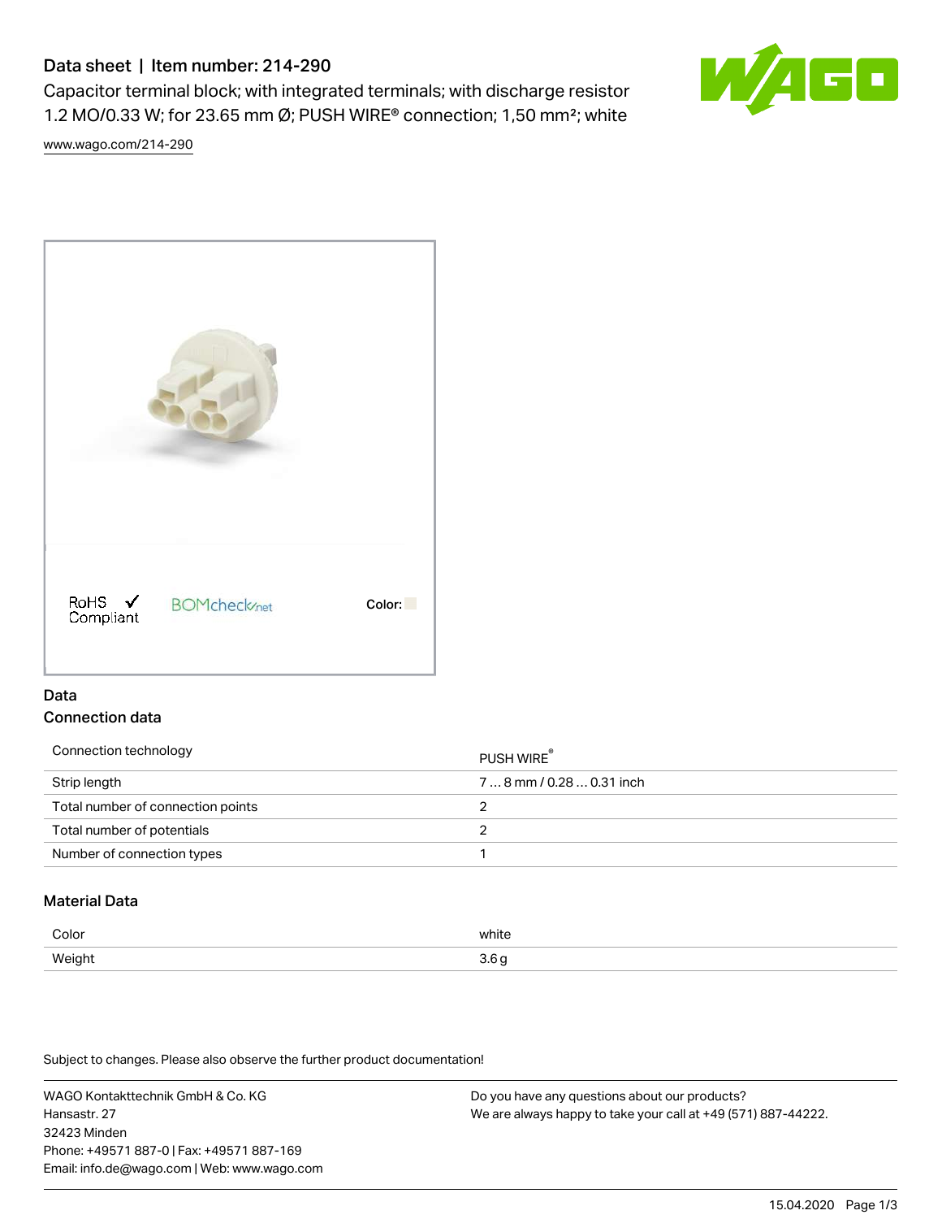# Data sheet | Item number: 214-290

Capacitor terminal block; with integrated terminals; with discharge resistor 1.2 MΩ/0.33 W; for 23.65 mm Ø; PUSH WIRE® connection; 1,50 mm²; white

www.wago.com/214-290

RoHS Compliant ✓ BOMcheck.net Color:

## Data

### Connection data

| Connection technology | PUSH WIRE® |
|---|---|
| Strip length | 7 … 8 mm / 0.28 … 0.31 inch |
| Total number of connection points | 2 |
| Total number of potentials | 2 |
| Number of connection types | 1 |

### Material Data

| Color | white |
|---|---|
| Weight | 3.6 g |

Subject to changes. Please also observe the further product documentation!

WAGO Kontakttechnik GmbH & Co. KG
Hansastr. 27
32423 Minden
Phone: +49571 887-0 | Fax: +49571 887-169
Email: info.de@wago.com | Web: www.wago.com

Do you have any questions about our products?
We are always happy to take your call at +49 (571) 887-44222.

15.04.2020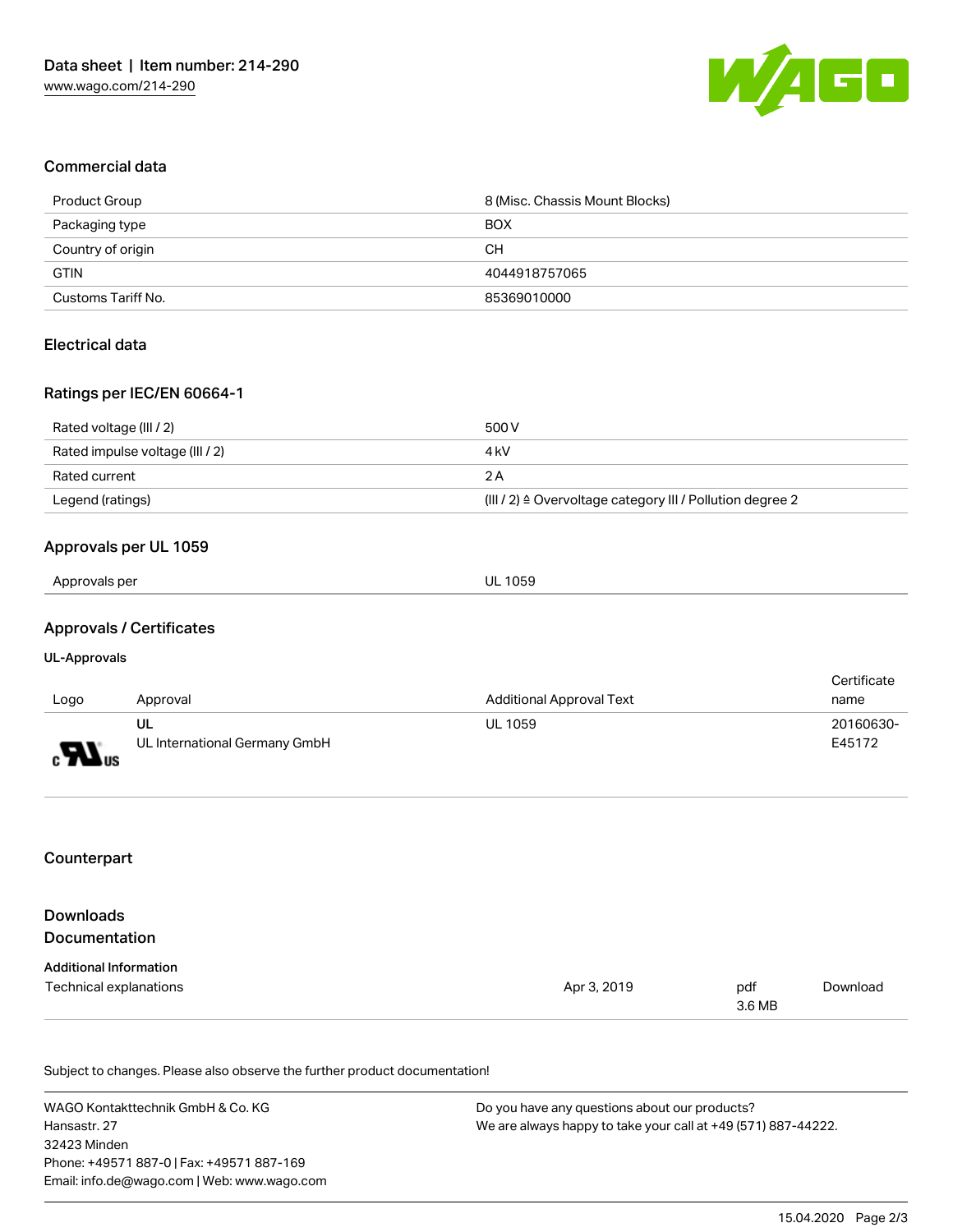Data sheet | Item number: 214-290

www.wago.com/214-290

## Commercial data

| | |
|---|---|
| Product Group | 8 (Misc. Chassis Mount Blocks) |
| Packaging type | BOX |
| Country of origin | CH |
| GTIN | 4044918757065 |
| Customs Tariff No. | 85369010000 |

## Electrical data

### Ratings per IEC/EN 60664-1

| | |
|---|---|
| Rated voltage (III / 2) | 500 V |
| Rated impulse voltage (III / 2) | 4 kV |
| Rated current | 2 A |
| Legend (ratings) | (III / 2) ≙ Overvoltage category III / Pollution degree 2 |

### Approvals per UL 1059

| | |
|---|---|
| Approvals per | UL 1059 |

## Approvals / Certificates

### UL-Approvals

| Logo | Approval | Additional Approval Text | Certificate name |
|---|---|---|---|
| | UL<br>UL International Germany GmbH | UL 1059 | 20160630-E45172 |

## Counterpart

## Downloads

## Documentation

### Additional Information

| | | | |
|---|---|---|---|
| Technical explanations | Apr 3, 2019 | pdf<br>3.6 MB | Download |

Subject to changes. Please also observe the further product documentation!

WAGO Kontakttechnik GmbH & Co. KG
Hansastr. 27
32423 Minden
Phone: +49571 887-0 | Fax: +49571 887-169
Email: info.de@wago.com | Web: www.wago.com

Do you have any questions about our products?
We are always happy to take your call at +49 (571) 887-44222.

15.04.2020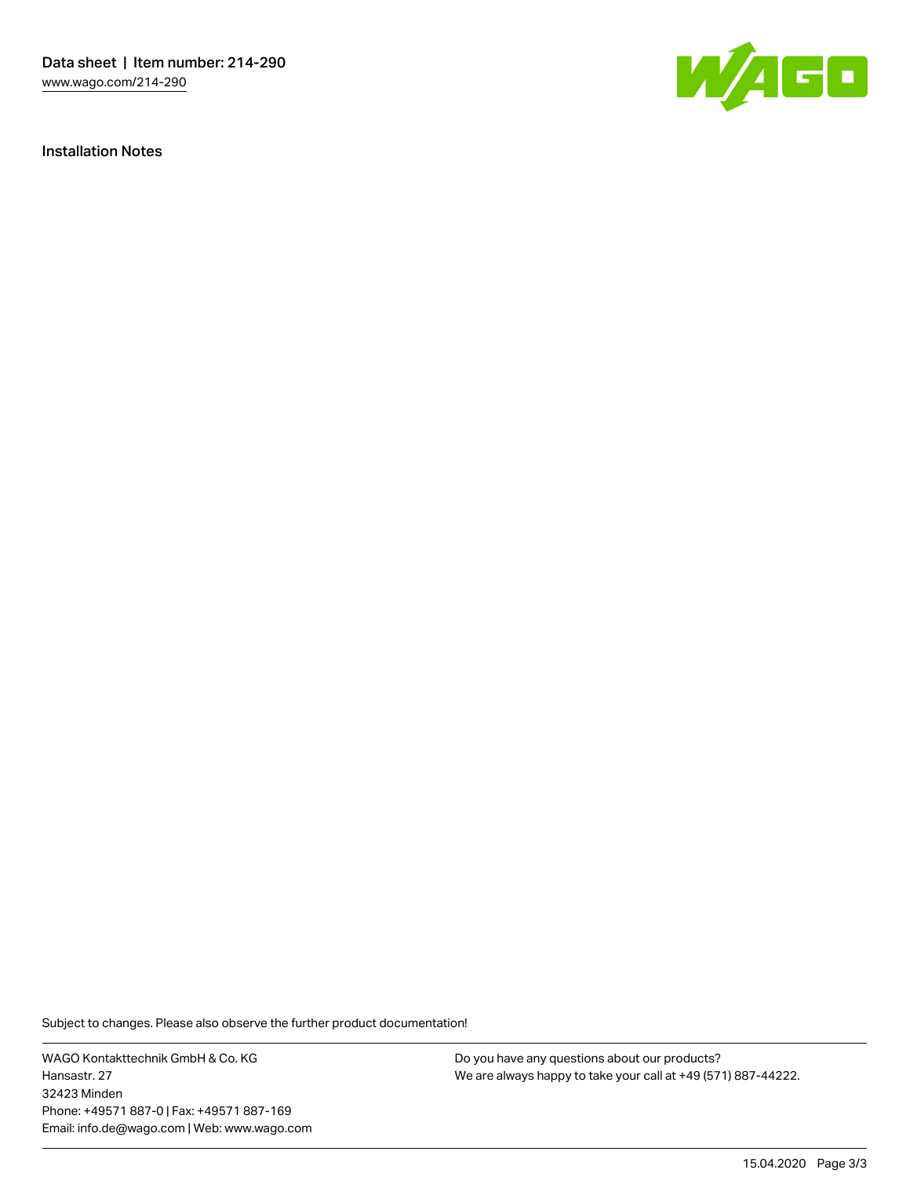Data sheet | Item number: 214-290
www.wago.com/214-290

## Installation Notes

Subject to changes. Please also observe the further product documentation!

WAGO Kontakttechnik GmbH & Co. KG
Hansastr. 27
32423 Minden
Phone: +49571 887-0 | Fax: +49571 887-169
Email: info.de@wago.com | Web: www.wago.com

Do you have any questions about our products?
We are always happy to take your call at +49 (571) 887-44222.

15.04.2020